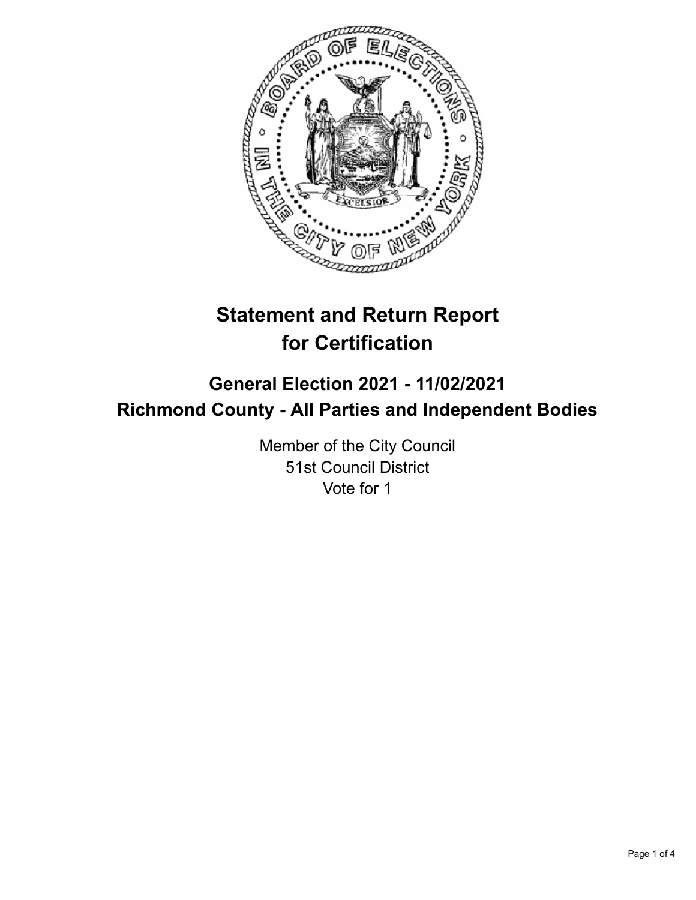# Statement and Return Report for Certification

## General Election 2021 - 11/02/2021
## Richmond County - All Parties and Independent Bodies

Member of the City Council
51st Council District
Vote for 1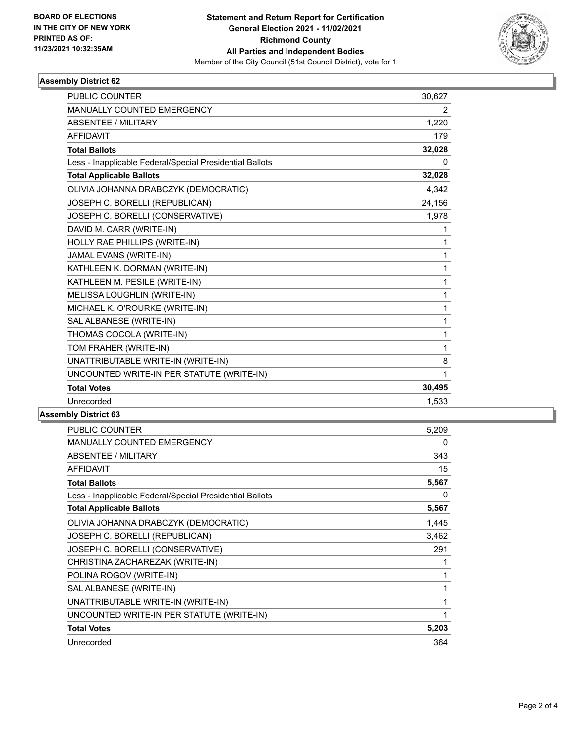**BOARD OF ELECTIONS IN THE CITY OF NEW YORK PRINTED AS OF: 11/23/2021 10:32:35AM**

**Statement and Return Report for Certification General Election 2021 - 11/02/2021 Richmond County All Parties and Independent Bodies**

Member of the City Council (51st Council District), vote for 1

### Assembly District 62

| | |
|---|---|
| PUBLIC COUNTER | 30,627 |
| MANUALLY COUNTED EMERGENCY | 2 |
| ABSENTEE / MILITARY | 1,220 |
| AFFIDAVIT | 179 |
| **Total Ballots** | **32,028** |
| Less - Inapplicable Federal/Special Presidential Ballots | 0 |
| **Total Applicable Ballots** | **32,028** |
| OLIVIA JOHANNA DRABCZYK (DEMOCRATIC) | 4,342 |
| JOSEPH C. BORELLI (REPUBLICAN) | 24,156 |
| JOSEPH C. BORELLI (CONSERVATIVE) | 1,978 |
| DAVID M. CARR (WRITE-IN) | 1 |
| HOLLY RAE PHILLIPS (WRITE-IN) | 1 |
| JAMAL EVANS (WRITE-IN) | 1 |
| KATHLEEN K. DORMAN (WRITE-IN) | 1 |
| KATHLEEN M. PESILE (WRITE-IN) | 1 |
| MELISSA LOUGHLIN (WRITE-IN) | 1 |
| MICHAEL K. O'ROURKE (WRITE-IN) | 1 |
| SAL ALBANESE (WRITE-IN) | 1 |
| THOMAS COCOLA (WRITE-IN) | 1 |
| TOM FRAHER (WRITE-IN) | 1 |
| UNATTRIBUTABLE WRITE-IN (WRITE-IN) | 8 |
| UNCOUNTED WRITE-IN PER STATUTE (WRITE-IN) | 1 |
| **Total Votes** | **30,495** |
| Unrecorded | 1,533 |

### Assembly District 63

| | |
|---|---|
| PUBLIC COUNTER | 5,209 |
| MANUALLY COUNTED EMERGENCY | 0 |
| ABSENTEE / MILITARY | 343 |
| AFFIDAVIT | 15 |
| **Total Ballots** | **5,567** |
| Less - Inapplicable Federal/Special Presidential Ballots | 0 |
| **Total Applicable Ballots** | **5,567** |
| OLIVIA JOHANNA DRABCZYK (DEMOCRATIC) | 1,445 |
| JOSEPH C. BORELLI (REPUBLICAN) | 3,462 |
| JOSEPH C. BORELLI (CONSERVATIVE) | 291 |
| CHRISTINA ZACHAREZAK (WRITE-IN) | 1 |
| POLINA ROGOV (WRITE-IN) | 1 |
| SAL ALBANESE (WRITE-IN) | 1 |
| UNATTRIBUTABLE WRITE-IN (WRITE-IN) | 1 |
| UNCOUNTED WRITE-IN PER STATUTE (WRITE-IN) | 1 |
| **Total Votes** | **5,203** |
| Unrecorded | 364 |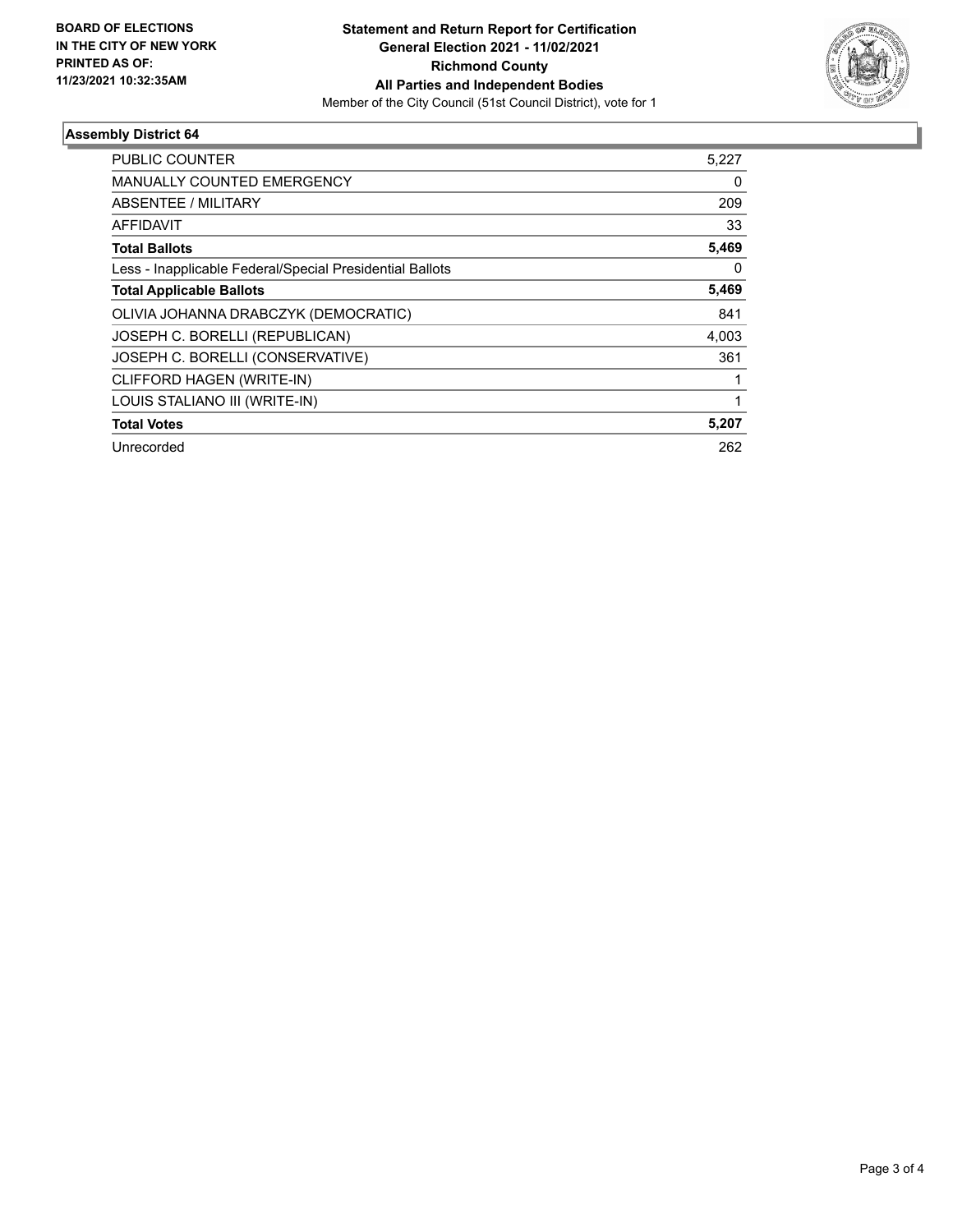**BOARD OF ELECTIONS IN THE CITY OF NEW YORK PRINTED AS OF: 11/23/2021 10:32:35AM**

**Statement and Return Report for Certification General Election 2021 - 11/02/2021 Richmond County All Parties and Independent Bodies**

Member of the City Council (51st Council District), vote for 1

### Assembly District 64

| | |
|---|---|
| PUBLIC COUNTER | 5,227 |
| MANUALLY COUNTED EMERGENCY | 0 |
| ABSENTEE / MILITARY | 209 |
| AFFIDAVIT | 33 |
| **Total Ballots** | **5,469** |
| Less - Inapplicable Federal/Special Presidential Ballots | 0 |
| **Total Applicable Ballots** | **5,469** |
| OLIVIA JOHANNA DRABCZYK (DEMOCRATIC) | 841 |
| JOSEPH C. BORELLI (REPUBLICAN) | 4,003 |
| JOSEPH C. BORELLI (CONSERVATIVE) | 361 |
| CLIFFORD HAGEN (WRITE-IN) | 1 |
| LOUIS STALIANO III (WRITE-IN) | 1 |
| **Total Votes** | **5,207** |
| Unrecorded | 262 |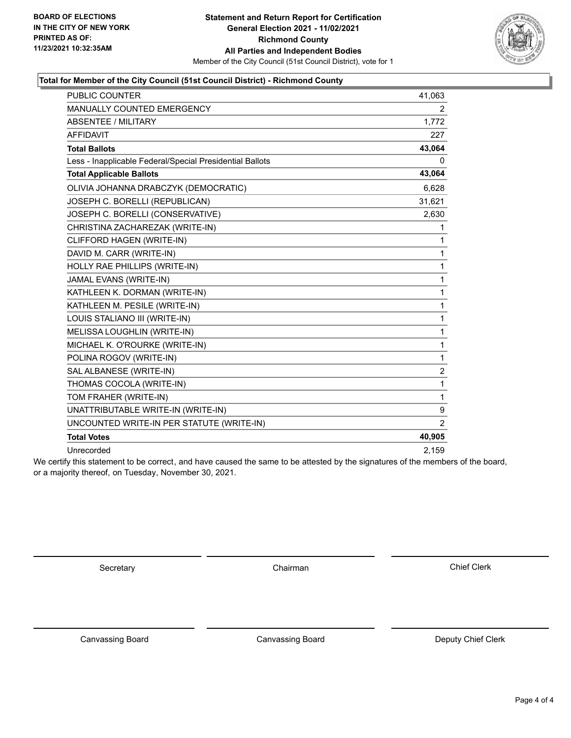**BOARD OF ELECTIONS IN THE CITY OF NEW YORK PRINTED AS OF: 11/23/2021 10:32:35AM**

**Statement and Return Report for Certification General Election 2021 - 11/02/2021 Richmond County All Parties and Independent Bodies**

Member of the City Council (51st Council District), vote for 1

### Total for Member of the City Council (51st Council District) - Richmond County

| | |
|---|---|
| PUBLIC COUNTER | 41,063 |
| MANUALLY COUNTED EMERGENCY | 2 |
| ABSENTEE / MILITARY | 1,772 |
| AFFIDAVIT | 227 |
| **Total Ballots** | **43,064** |
| Less - Inapplicable Federal/Special Presidential Ballots | 0 |
| **Total Applicable Ballots** | **43,064** |
| OLIVIA JOHANNA DRABCZYK (DEMOCRATIC) | 6,628 |
| JOSEPH C. BORELLI (REPUBLICAN) | 31,621 |
| JOSEPH C. BORELLI (CONSERVATIVE) | 2,630 |
| CHRISTINA ZACHAREZAK (WRITE-IN) | 1 |
| CLIFFORD HAGEN (WRITE-IN) | 1 |
| DAVID M. CARR (WRITE-IN) | 1 |
| HOLLY RAE PHILLIPS (WRITE-IN) | 1 |
| JAMAL EVANS (WRITE-IN) | 1 |
| KATHLEEN K. DORMAN (WRITE-IN) | 1 |
| KATHLEEN M. PESILE (WRITE-IN) | 1 |
| LOUIS STALIANO III (WRITE-IN) | 1 |
| MELISSA LOUGHLIN (WRITE-IN) | 1 |
| MICHAEL K. O'ROURKE (WRITE-IN) | 1 |
| POLINA ROGOV (WRITE-IN) | 1 |
| SAL ALBANESE (WRITE-IN) | 2 |
| THOMAS COCOLA (WRITE-IN) | 1 |
| TOM FRAHER (WRITE-IN) | 1 |
| UNATTRIBUTABLE WRITE-IN (WRITE-IN) | 9 |
| UNCOUNTED WRITE-IN PER STATUTE (WRITE-IN) | 2 |
| **Total Votes** | **40,905** |
| Unrecorded | 2,159 |

We certify this statement to be correct, and have caused the same to be attested by the signatures of the members of the board, or a majority thereof, on Tuesday, November 30, 2021.

Secretary

Chairman

Chief Clerk

Canvassing Board

Canvassing Board

Deputy Chief Clerk